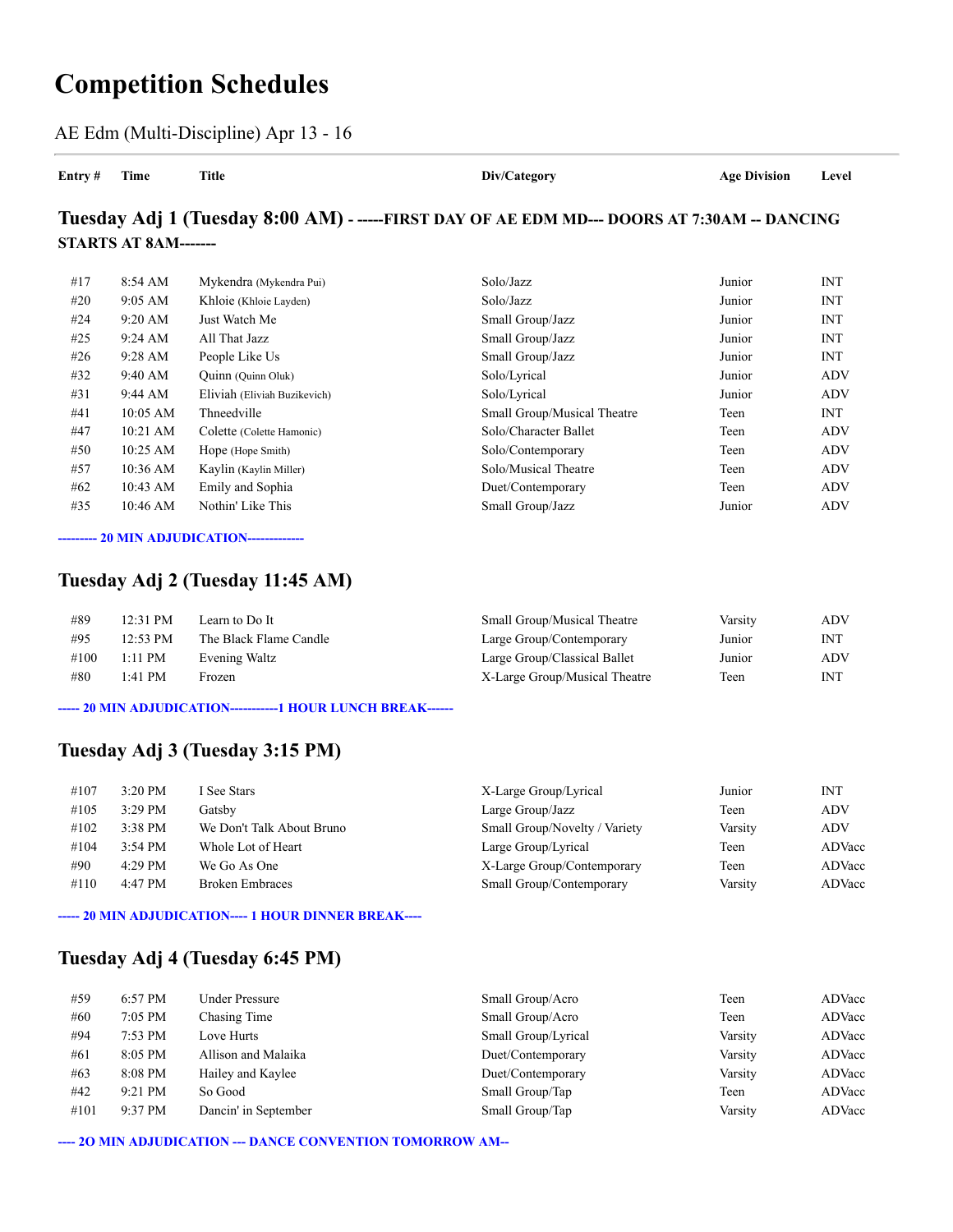# Competition Schedules

AE Edm (Multi-Discipline) Apr 13 - 16

| Entry # | Time | Title | Div/Category | Age Division | Level |
|---|---|---|---|---|---|

### Tuesday Adj 1 (Tuesday 8:00 AM) - -----FIRST DAY OF AE EDM MD--- DOORS AT 7:30AM -- DANCING STARTS AT 8AM-------

| Entry # | Time | Title | Div/Category | Age Division | Level |
|---|---|---|---|---|---|
| #17 | 8:54 AM | Mykendra (Mykendra Pui) | Solo/Jazz | Junior | INT |
| #20 | 9:05 AM | Khloie (Khloie Layden) | Solo/Jazz | Junior | INT |
| #24 | 9:20 AM | Just Watch Me | Small Group/Jazz | Junior | INT |
| #25 | 9:24 AM | All That Jazz | Small Group/Jazz | Junior | INT |
| #26 | 9:28 AM | People Like Us | Small Group/Jazz | Junior | INT |
| #32 | 9:40 AM | Quinn (Quinn Oluk) | Solo/Lyrical | Junior | ADV |
| #31 | 9:44 AM | Eliviah (Eliviah Buzikevich) | Solo/Lyrical | Junior | ADV |
| #41 | 10:05 AM | Thneedville | Small Group/Musical Theatre | Teen | INT |
| #47 | 10:21 AM | Colette (Colette Hamonic) | Solo/Character Ballet | Teen | ADV |
| #50 | 10:25 AM | Hope (Hope Smith) | Solo/Contemporary | Teen | ADV |
| #57 | 10:36 AM | Kaylin (Kaylin Miller) | Solo/Musical Theatre | Teen | ADV |
| #62 | 10:43 AM | Emily and Sophia | Duet/Contemporary | Teen | ADV |
| #35 | 10:46 AM | Nothin' Like This | Small Group/Jazz | Junior | ADV |

**--------- 20 MIN ADJUDICATION-------------**

### Tuesday Adj 2 (Tuesday 11:45 AM)

| Entry # | Time | Title | Div/Category | Age Division | Level |
|---|---|---|---|---|---|
| #89 | 12:31 PM | Learn to Do It | Small Group/Musical Theatre | Varsity | ADV |
| #95 | 12:53 PM | The Black Flame Candle | Large Group/Contemporary | Junior | INT |
| #100 | 1:11 PM | Evening Waltz | Large Group/Classical Ballet | Junior | ADV |
| #80 | 1:41 PM | Frozen | X-Large Group/Musical Theatre | Teen | INT |

**----- 20 MIN ADJUDICATION-----------1 HOUR LUNCH BREAK------**

### Tuesday Adj 3 (Tuesday 3:15 PM)

| Entry # | Time | Title | Div/Category | Age Division | Level |
|---|---|---|---|---|---|
| #107 | 3:20 PM | I See Stars | X-Large Group/Lyrical | Junior | INT |
| #105 | 3:29 PM | Gatsby | Large Group/Jazz | Teen | ADV |
| #102 | 3:38 PM | We Don't Talk About Bruno | Small Group/Novelty / Variety | Varsity | ADV |
| #104 | 3:54 PM | Whole Lot of Heart | Large Group/Lyrical | Teen | ADVacc |
| #90 | 4:29 PM | We Go As One | X-Large Group/Contemporary | Teen | ADVacc |
| #110 | 4:47 PM | Broken Embraces | Small Group/Contemporary | Varsity | ADVacc |

**----- 20 MIN ADJUDICATION---- 1 HOUR DINNER BREAK----**

### Tuesday Adj 4 (Tuesday 6:45 PM)

| Entry # | Time | Title | Div/Category | Age Division | Level |
|---|---|---|---|---|---|
| #59 | 6:57 PM | Under Pressure | Small Group/Acro | Teen | ADVacc |
| #60 | 7:05 PM | Chasing Time | Small Group/Acro | Teen | ADVacc |
| #94 | 7:53 PM | Love Hurts | Small Group/Lyrical | Varsity | ADVacc |
| #61 | 8:05 PM | Allison and Malaika | Duet/Contemporary | Varsity | ADVacc |
| #63 | 8:08 PM | Hailey and Kaylee | Duet/Contemporary | Varsity | ADVacc |
| #42 | 9:21 PM | So Good | Small Group/Tap | Teen | ADVacc |
| #101 | 9:37 PM | Dancin' in September | Small Group/Tap | Varsity | ADVacc |

**---- 2O MIN ADJUDICATION --- DANCE CONVENTION TOMORROW AM--**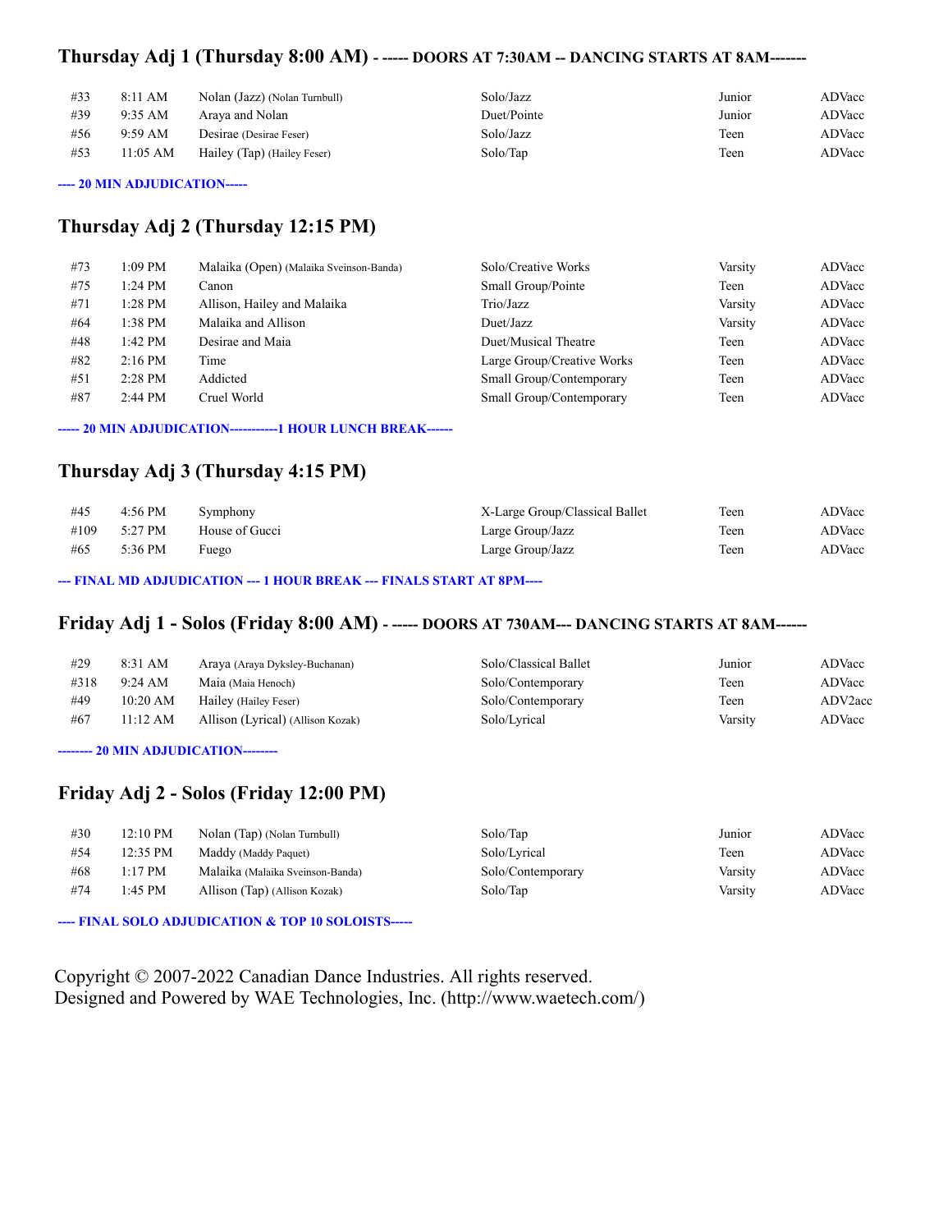## Thursday Adj 1 (Thursday 8:00 AM) - ----- DOORS AT 7:30AM -- DANCING STARTS AT 8AM-------

| | | | | | |
|---|---|---|---|---|---|
| #33 | 8:11 AM | Nolan (Jazz) (Nolan Turnbull) | Solo/Jazz | Junior | ADVacc |
| #39 | 9:35 AM | Araya and Nolan | Duet/Pointe | Junior | ADVacc |
| #56 | 9:59 AM | Desirae (Desirae Feser) | Solo/Jazz | Teen | ADVacc |
| #53 | 11:05 AM | Hailey (Tap) (Hailey Feser) | Solo/Tap | Teen | ADVacc |

---- 20 MIN ADJUDICATION-----

## Thursday Adj 2 (Thursday 12:15 PM)

| | | | | | |
|---|---|---|---|---|---|
| #73 | 1:09 PM | Malaika (Open) (Malaika Sveinson-Banda) | Solo/Creative Works | Varsity | ADVacc |
| #75 | 1:24 PM | Canon | Small Group/Pointe | Teen | ADVacc |
| #71 | 1:28 PM | Allison, Hailey and Malaika | Trio/Jazz | Varsity | ADVacc |
| #64 | 1:38 PM | Malaika and Allison | Duet/Jazz | Varsity | ADVacc |
| #48 | 1:42 PM | Desirae and Maia | Duet/Musical Theatre | Teen | ADVacc |
| #82 | 2:16 PM | Time | Large Group/Creative Works | Teen | ADVacc |
| #51 | 2:28 PM | Addicted | Small Group/Contemporary | Teen | ADVacc |
| #87 | 2:44 PM | Cruel World | Small Group/Contemporary | Teen | ADVacc |

----- 20 MIN ADJUDICATION-----------1 HOUR LUNCH BREAK------

## Thursday Adj 3 (Thursday 4:15 PM)

| | | | | | |
|---|---|---|---|---|---|
| #45 | 4:56 PM | Symphony | X-Large Group/Classical Ballet | Teen | ADVacc |
| #109 | 5:27 PM | House of Gucci | Large Group/Jazz | Teen | ADVacc |
| #65 | 5:36 PM | Fuego | Large Group/Jazz | Teen | ADVacc |

--- FINAL MD ADJUDICATION --- 1 HOUR BREAK --- FINALS START AT 8PM----

## Friday Adj 1 - Solos (Friday 8:00 AM) - ----- DOORS AT 730AM--- DANCING STARTS AT 8AM------

| | | | | | |
|---|---|---|---|---|---|
| #29 | 8:31 AM | Araya (Araya Dyksley-Buchanan) | Solo/Classical Ballet | Junior | ADVacc |
| #318 | 9:24 AM | Maia (Maia Henoch) | Solo/Contemporary | Teen | ADVacc |
| #49 | 10:20 AM | Hailey (Hailey Feser) | Solo/Contemporary | Teen | ADV2acc |
| #67 | 11:12 AM | Allison (Lyrical) (Allison Kozak) | Solo/Lyrical | Varsity | ADVacc |

-------- 20 MIN ADJUDICATION--------

## Friday Adj 2 - Solos (Friday 12:00 PM)

| | | | | | |
|---|---|---|---|---|---|
| #30 | 12:10 PM | Nolan (Tap) (Nolan Turnbull) | Solo/Tap | Junior | ADVacc |
| #54 | 12:35 PM | Maddy (Maddy Paquet) | Solo/Lyrical | Teen | ADVacc |
| #68 | 1:17 PM | Malaika (Malaika Sveinson-Banda) | Solo/Contemporary | Varsity | ADVacc |
| #74 | 1:45 PM | Allison (Tap) (Allison Kozak) | Solo/Tap | Varsity | ADVacc |

---- FINAL SOLO ADJUDICATION & TOP 10 SOLOISTS-----

Copyright © 2007-2022 Canadian Dance Industries. All rights reserved.
Designed and Powered by WAE Technologies, Inc. (http://www.waetech.com/)